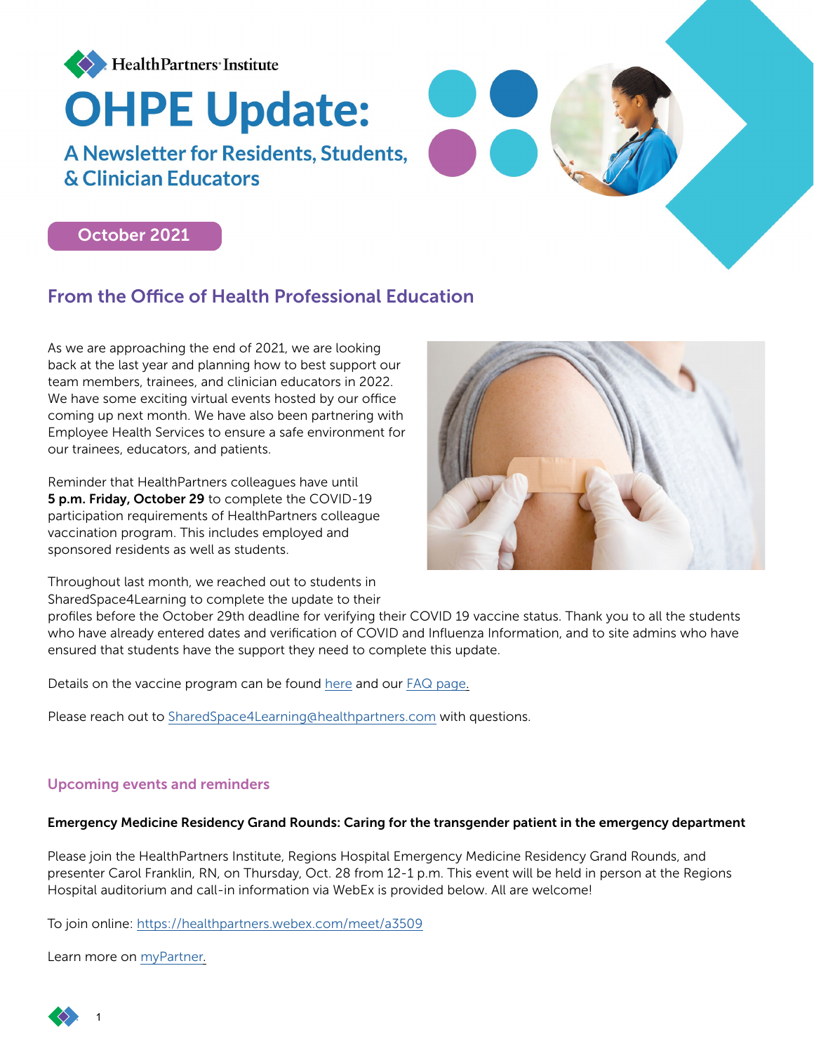HealthPartners Institute

# OHPE Update:

## A Newsletter for Residents, Students, & Clinician Educators

October 2021

## From the Office of Health Professional Education

As we are approaching the end of 2021, we are looking back at the last year and planning how to best support our team members, trainees, and clinician educators in 2022. We have some exciting virtual events hosted by our office coming up next month. We have also been partnering with Employee Health Services to ensure a safe environment for our trainees, educators, and patients.

Reminder that HealthPartners colleagues have until **5 p.m. Friday, October 29** to complete the COVID-19 participation requirements of HealthPartners colleague vaccination program. This includes employed and sponsored residents as well as students.

Throughout last month, we reached out to students in SharedSpace4Learning to complete the update to their profiles before the October 29th deadline for verifying their COVID 19 vaccine status. Thank you to all the students who have already entered dates and verification of COVID and Influenza Information, and to site admins who have ensured that students have the support they need to complete this update.

Details on the vaccine program can be found here and our FAQ page.

Please reach out to SharedSpace4Learning@healthpartners.com with questions.

### Upcoming events and reminders

**Emergency Medicine Residency Grand Rounds: Caring for the transgender patient in the emergency department**

Please join the HealthPartners Institute, Regions Hospital Emergency Medicine Residency Grand Rounds, and presenter Carol Franklin, RN, on Thursday, Oct. 28 from 12-1 p.m. This event will be held in person at the Regions Hospital auditorium and call-in information via WebEx is provided below. All are welcome!

To join online: https://healthpartners.webex.com/meet/a3509

Learn more on myPartner.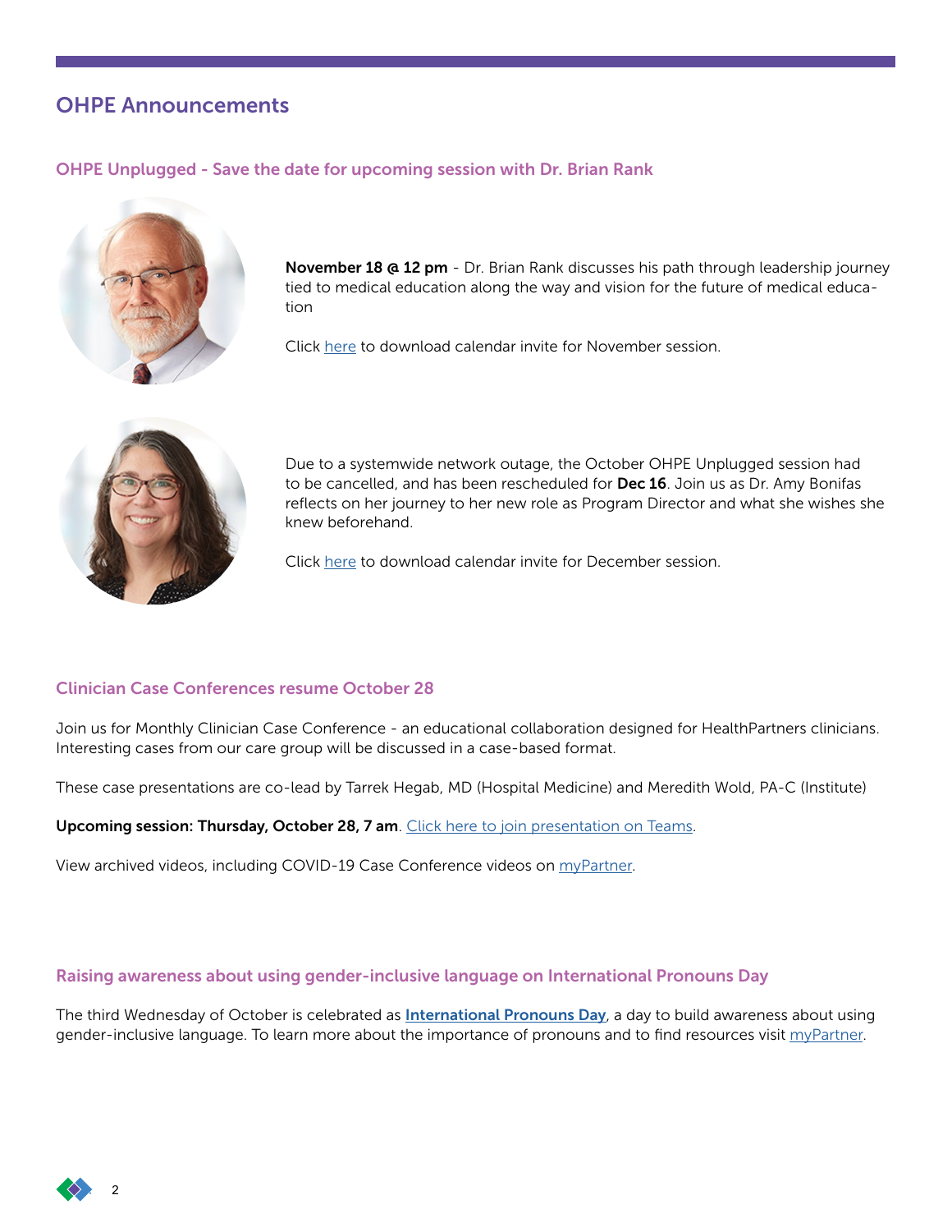# OHPE Announcements

## OHPE Unplugged - Save the date for upcoming session with Dr. Brian Rank

**November 18 @ 12 pm** - Dr. Brian Rank discusses his path through leadership journey tied to medical education along the way and vision for the future of medical education

Click here to download calendar invite for November session.

Due to a systemwide network outage, the October OHPE Unplugged session had to be cancelled, and has been rescheduled for **Dec 16**. Join us as Dr. Amy Bonifas reflects on her journey to her new role as Program Director and what she wishes she knew beforehand.

Click here to download calendar invite for December session.

## Clinician Case Conferences resume October 28

Join us for Monthly Clinician Case Conference - an educational collaboration designed for HealthPartners clinicians. Interesting cases from our care group will be discussed in a case-based format.

These case presentations are co-lead by Tarrek Hegab, MD (Hospital Medicine) and Meredith Wold, PA-C (Institute)

**Upcoming session: Thursday, October 28, 7 am**. Click here to join presentation on Teams.

View archived videos, including COVID-19 Case Conference videos on myPartner.

## Raising awareness about using gender-inclusive language on International Pronouns Day

The third Wednesday of October is celebrated as **International Pronouns Day**, a day to build awareness about using gender-inclusive language. To learn more about the importance of pronouns and to find resources visit myPartner.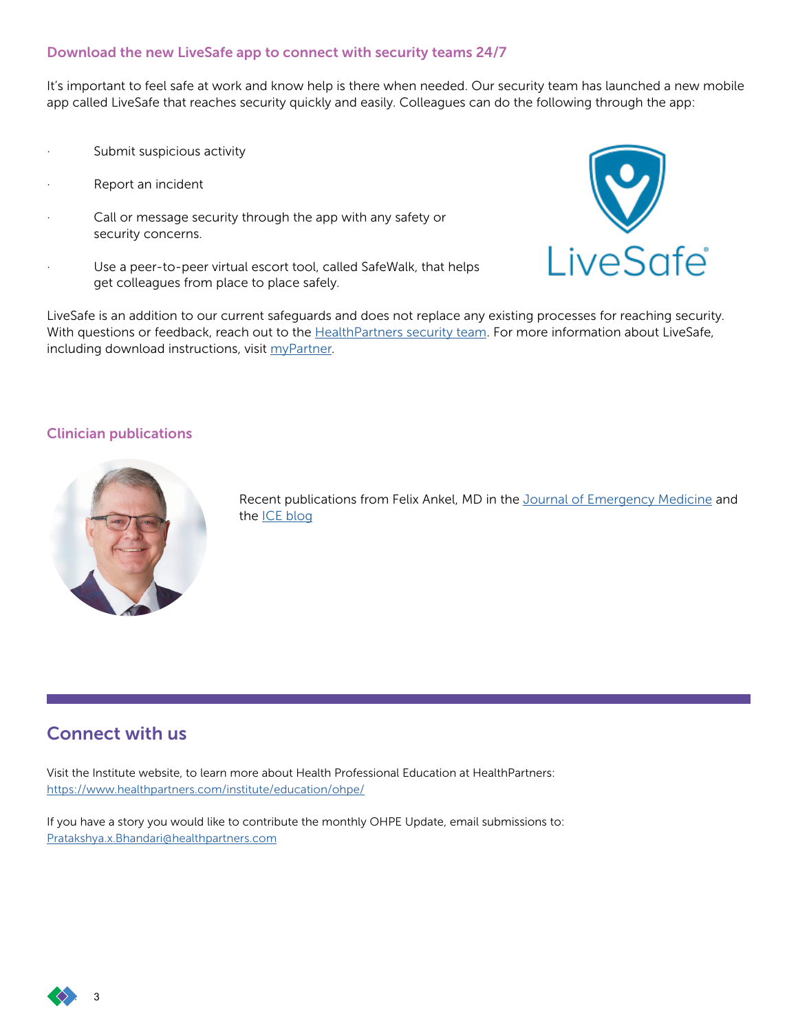### Download the new LiveSafe app to connect with security teams 24/7

It's important to feel safe at work and know help is there when needed. Our security team has launched a new mobile app called LiveSafe that reaches security quickly and easily. Colleagues can do the following through the app:

- Submit suspicious activity
- Report an incident
- Call or message security through the app with any safety or security concerns.
- Use a peer-to-peer virtual escort tool, called SafeWalk, that helps get colleagues from place to place safely.

LiveSafe is an addition to our current safeguards and does not replace any existing processes for reaching security. With questions or feedback, reach out to the HealthPartners security team. For more information about LiveSafe, including download instructions, visit myPartner.

### Clinician publications

Recent publications from Felix Ankel, MD in the Journal of Emergency Medicine and the ICE blog

## Connect with us

Visit the Institute website, to learn more about Health Professional Education at HealthPartners: https://www.healthpartners.com/institute/education/ohpe/

If you have a story you would like to contribute the monthly OHPE Update, email submissions to: Pratakshya.x.Bhandari@healthpartners.com